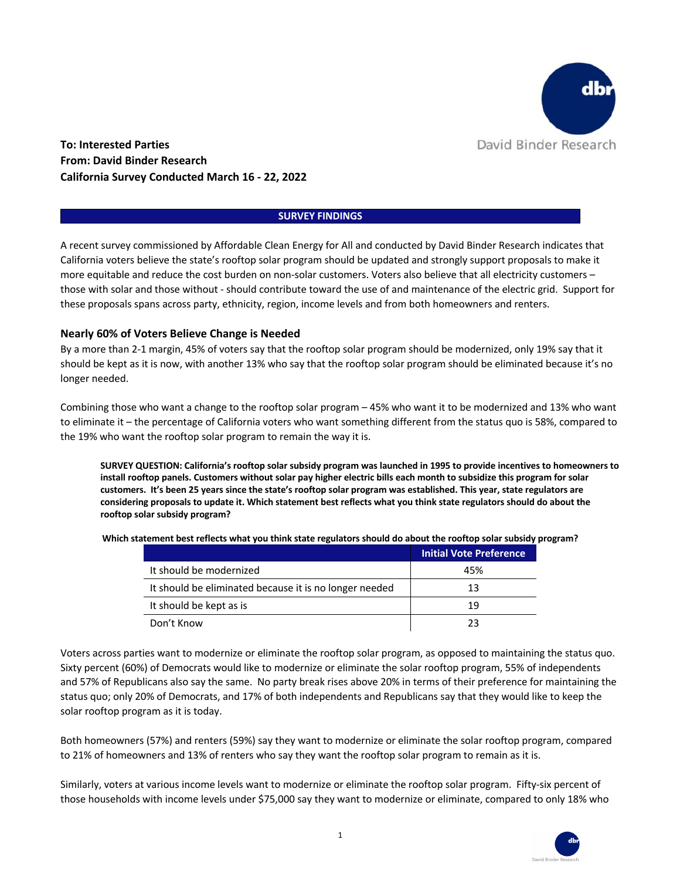**To: Interested Parties**
**From: David Binder Research**
**California Survey Conducted March 16 - 22, 2022**

## SURVEY FINDINGS

A recent survey commissioned by Affordable Clean Energy for All and conducted by David Binder Research indicates that California voters believe the state's rooftop solar program should be updated and strongly support proposals to make it more equitable and reduce the cost burden on non-solar customers. Voters also believe that all electricity customers – those with solar and those without - should contribute toward the use of and maintenance of the electric grid. Support for these proposals spans across party, ethnicity, region, income levels and from both homeowners and renters.

### Nearly 60% of Voters Believe Change is Needed

By a more than 2-1 margin, 45% of voters say that the rooftop solar program should be modernized, only 19% say that it should be kept as it is now, with another 13% who say that the rooftop solar program should be eliminated because it's no longer needed.

Combining those who want a change to the rooftop solar program – 45% who want it to be modernized and 13% who want to eliminate it – the percentage of California voters who want something different from the status quo is 58%, compared to the 19% who want the rooftop solar program to remain the way it is.

**SURVEY QUESTION: California's rooftop solar subsidy program was launched in 1995 to provide incentives to homeowners to install rooftop panels. Customers without solar pay higher electric bills each month to subsidize this program for solar customers. It's been 25 years since the state's rooftop solar program was established. This year, state regulators are considering proposals to update it. Which statement best reflects what you think state regulators should do about the rooftop solar subsidy program?**

**Which statement best reflects what you think state regulators should do about the rooftop solar subsidy program?**

| | Initial Vote Preference |
|---|---|
| It should be modernized | 45% |
| It should be eliminated because it is no longer needed | 13 |
| It should be kept as is | 19 |
| Don't Know | 23 |

Voters across parties want to modernize or eliminate the rooftop solar program, as opposed to maintaining the status quo. Sixty percent (60%) of Democrats would like to modernize or eliminate the solar rooftop program, 55% of independents and 57% of Republicans also say the same. No party break rises above 20% in terms of their preference for maintaining the status quo; only 20% of Democrats, and 17% of both independents and Republicans say that they would like to keep the solar rooftop program as it is today.

Both homeowners (57%) and renters (59%) say they want to modernize or eliminate the solar rooftop program, compared to 21% of homeowners and 13% of renters who say they want the rooftop solar program to remain as it is.

Similarly, voters at various income levels want to modernize or eliminate the rooftop solar program. Fifty-six percent of those households with income levels under $75,000 say they want to modernize or eliminate, compared to only 18% who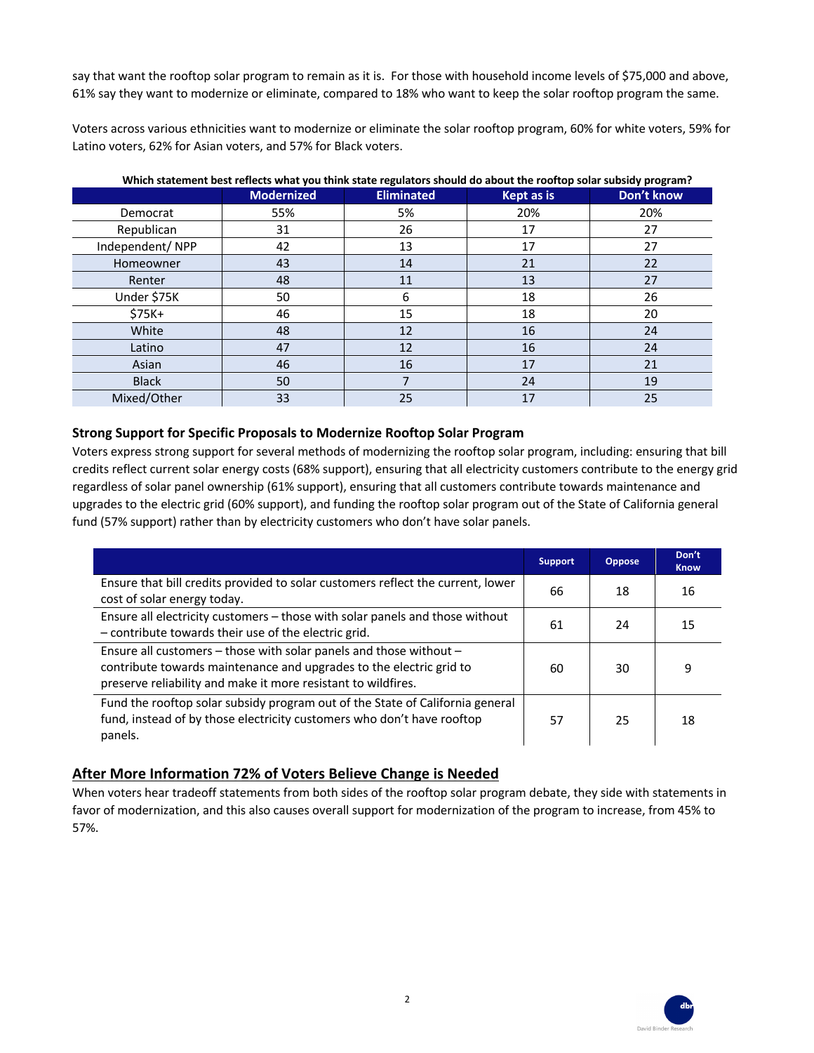say that want the rooftop solar program to remain as it is. For those with household income levels of $75,000 and above, 61% say they want to modernize or eliminate, compared to 18% who want to keep the solar rooftop program the same.

Voters across various ethnicities want to modernize or eliminate the solar rooftop program, 60% for white voters, 59% for Latino voters, 62% for Asian voters, and 57% for Black voters.

**Which statement best reflects what you think state regulators should do about the rooftop solar subsidy program?**

| | Modernized | Eliminated | Kept as is | Don't know |
|---|---|---|---|---|
| Democrat | 55% | 5% | 20% | 20% |
| Republican | 31 | 26 | 17 | 27 |
| Independent/ NPP | 42 | 13 | 17 | 27 |
| Homeowner | 43 | 14 | 21 | 22 |
| Renter | 48 | 11 | 13 | 27 |
| Under $75K | 50 | 6 | 18 | 26 |
| $75K+ | 46 | 15 | 18 | 20 |
| White | 48 | 12 | 16 | 24 |
| Latino | 47 | 12 | 16 | 24 |
| Asian | 46 | 16 | 17 | 21 |
| Black | 50 | 7 | 24 | 19 |
| Mixed/Other | 33 | 25 | 17 | 25 |

### Strong Support for Specific Proposals to Modernize Rooftop Solar Program

Voters express strong support for several methods of modernizing the rooftop solar program, including: ensuring that bill credits reflect current solar energy costs (68% support), ensuring that all electricity customers contribute to the energy grid regardless of solar panel ownership (61% support), ensuring that all customers contribute towards maintenance and upgrades to the electric grid (60% support), and funding the rooftop solar program out of the State of California general fund (57% support) rather than by electricity customers who don't have solar panels.

| | Support | Oppose | Don't Know |
|---|---|---|---|
| Ensure that bill credits provided to solar customers reflect the current, lower cost of solar energy today. | 66 | 18 | 16 |
| Ensure all electricity customers – those with solar panels and those without – contribute towards their use of the electric grid. | 61 | 24 | 15 |
| Ensure all customers – those with solar panels and those without – contribute towards maintenance and upgrades to the electric grid to preserve reliability and make it more resistant to wildfires. | 60 | 30 | 9 |
| Fund the rooftop solar subsidy program out of the State of California general fund, instead of by those electricity customers who don't have rooftop panels. | 57 | 25 | 18 |

## After More Information 72% of Voters Believe Change is Needed

When voters hear tradeoff statements from both sides of the rooftop solar program debate, they side with statements in favor of modernization, and this also causes overall support for modernization of the program to increase, from 45% to 57%.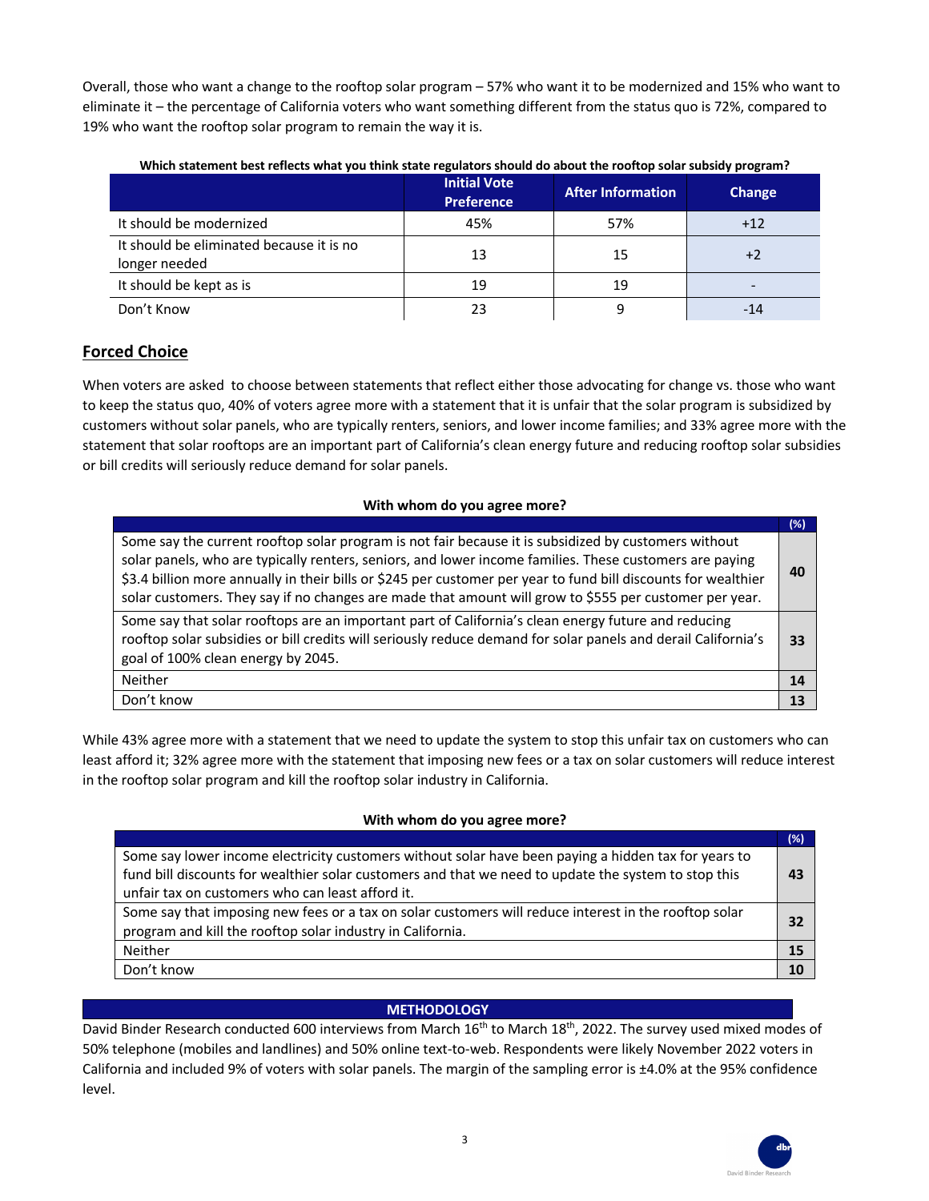Overall, those who want a change to the rooftop solar program – 57% who want it to be modernized and 15% who want to eliminate it – the percentage of California voters who want something different from the status quo is 72%, compared to 19% who want the rooftop solar program to remain the way it is.

**Which statement best reflects what you think state regulators should do about the rooftop solar subsidy program?**

| | Initial Vote Preference | After Information | Change |
|---|---|---|---|
| It should be modernized | 45% | 57% | +12 |
| It should be eliminated because it is no longer needed | 13 | 15 | +2 |
| It should be kept as is | 19 | 19 | - |
| Don't Know | 23 | 9 | -14 |

## Forced Choice

When voters are asked to choose between statements that reflect either those advocating for change vs. those who want to keep the status quo, 40% of voters agree more with a statement that it is unfair that the solar program is subsidized by customers without solar panels, who are typically renters, seniors, and lower income families; and 33% agree more with the statement that solar rooftops are an important part of California's clean energy future and reducing rooftop solar subsidies or bill credits will seriously reduce demand for solar panels.

**With whom do you agree more?**

| | (%) |
|---|---|
| Some say the current rooftop solar program is not fair because it is subsidized by customers without solar panels, who are typically renters, seniors, and lower income families. These customers are paying $3.4 billion more annually in their bills or $245 per customer per year to fund bill discounts for wealthier solar customers. They say if no changes are made that amount will grow to $555 per customer per year. | **40** |
| Some say that solar rooftops are an important part of California's clean energy future and reducing rooftop solar subsidies or bill credits will seriously reduce demand for solar panels and derail California's goal of 100% clean energy by 2045. | **33** |
| Neither | **14** |
| Don't know | **13** |

While 43% agree more with a statement that we need to update the system to stop this unfair tax on customers who can least afford it; 32% agree more with the statement that imposing new fees or a tax on solar customers will reduce interest in the rooftop solar program and kill the rooftop solar industry in California.

**With whom do you agree more?**

| | (%) |
|---|---|
| Some say lower income electricity customers without solar have been paying a hidden tax for years to fund bill discounts for wealthier solar customers and that we need to update the system to stop this unfair tax on customers who can least afford it. | **43** |
| Some say that imposing new fees or a tax on solar customers will reduce interest in the rooftop solar program and kill the rooftop solar industry in California. | **32** |
| Neither | **15** |
| Don't know | **10** |

## METHODOLOGY

David Binder Research conducted 600 interviews from March 16th to March 18th, 2022. The survey used mixed modes of 50% telephone (mobiles and landlines) and 50% online text-to-web. Respondents were likely November 2022 voters in California and included 9% of voters with solar panels. The margin of the sampling error is ±4.0% at the 95% confidence level.